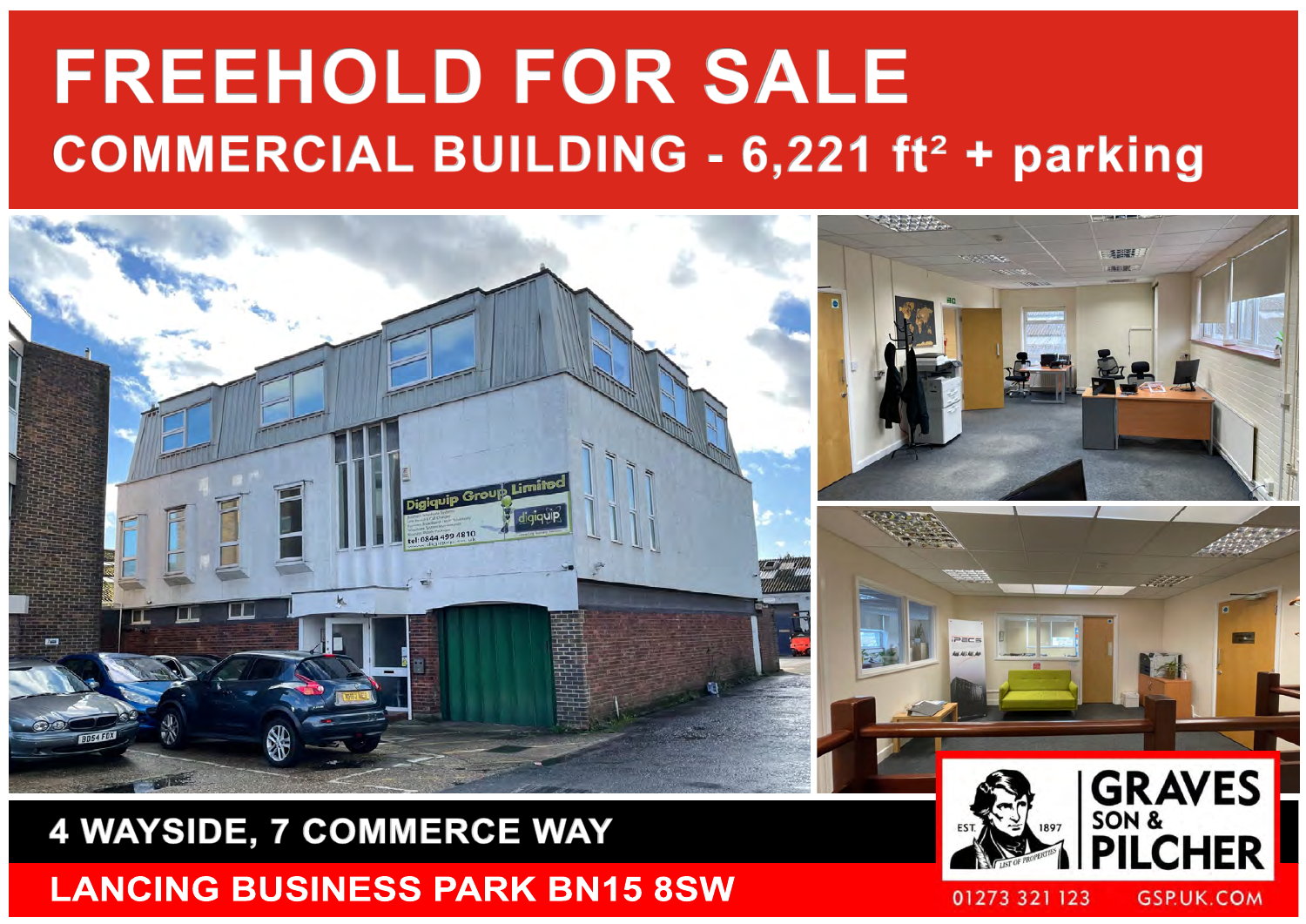# FREEHOLD FOR SALE

## COMMERCIAL BUILDING - 6,221 $ft^2$ + parking

**4 WAYSIDE, 7 COMMERCE WAY**

**LANCING BUSINESS PARK BN15 8SW**

GRAVES SON & PILCHER

EST. 1897

01273 321 123 GSP.UK.COM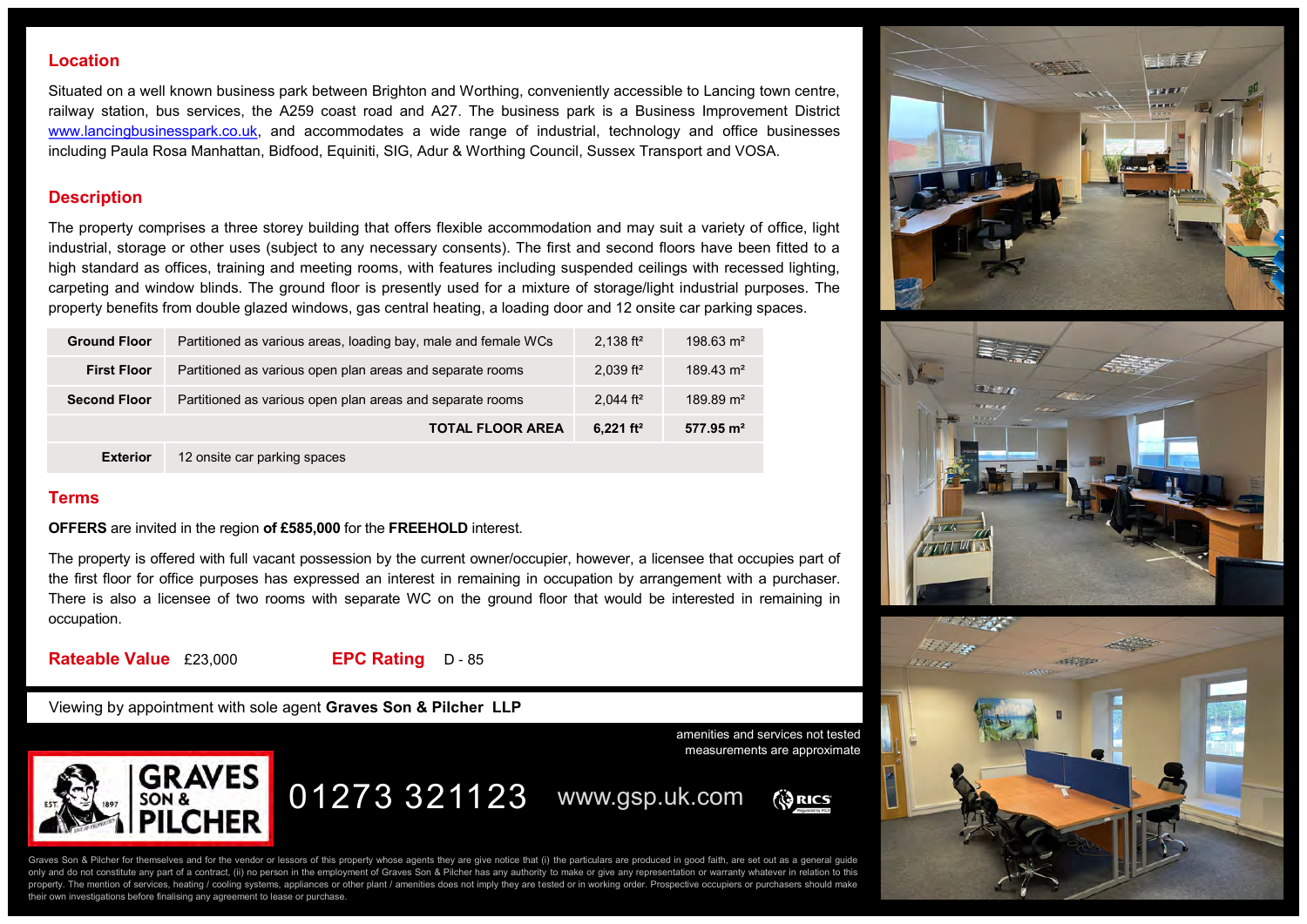## Location

Situated on a well known business park between Brighton and Worthing, conveniently accessible to Lancing town centre, railway station, bus services, the A259 coast road and A27. The business park is a Business Improvement District www.lancingbusinesspark.co.uk, and accommodates a wide range of industrial, technology and office businesses including Paula Rosa Manhattan, Bidfood, Equiniti, SIG, Adur & Worthing Council, Sussex Transport and VOSA.

## Description

The property comprises a three storey building that offers flexible accommodation and may suit a variety of office, light industrial, storage or other uses (subject to any necessary consents). The first and second floors have been fitted to a high standard as offices, training and meeting rooms, with features including suspended ceilings with recessed lighting, carpeting and window blinds. The ground floor is presently used for a mixture of storage/light industrial purposes. The property benefits from double glazed windows, gas central heating, a loading door and 12 onsite car parking spaces.

| | | | |
|---|---|---|---|
| **Ground Floor** | Partitioned as various areas, loading bay, male and female WCs | 2,138 ft² | 198.63 m² |
| **First Floor** | Partitioned as various open plan areas and separate rooms | 2,039 ft² | 189.43 m² |
| **Second Floor** | Partitioned as various open plan areas and separate rooms | 2,044 ft² | 189.89 m² |
| | **TOTAL FLOOR AREA** | **6,221 ft²** | **577.95 m²** |
| **Exterior** | 12 onsite car parking spaces | | |

## Terms

**OFFERS** are invited in the region **of £585,000** for the **FREEHOLD** interest.

The property is offered with full vacant possession by the current owner/occupier, however, a licensee that occupies part of the first floor for office purposes has expressed an interest in remaining in occupation by arrangement with a purchaser. There is also a licensee of two rooms with separate WC on the ground floor that would be interested in remaining in occupation.

**Rateable Value** £23,000 **EPC Rating** D - 85

Viewing by appointment with sole agent **Graves Son & Pilcher LLP**

amenities and services not tested
measurements are approximate

01273 321123 www.gsp.uk.com

Graves Son & Pilcher for themselves and for the vendor or lessors of this property whose agents they are give notice that (i) the particulars are produced in good faith, are set out as a general guide only and do not constitute any part of a contract, (ii) no person in the employment of Graves Son & Pilcher has any authority to make or give any representation or warranty whatever in relation to this property. The mention of services, heating / cooling systems, appliances or other plant / amenities does not imply they are tested or in working order. Prospective occupiers or purchasers should make their own investigations before finalising any agreement to lease or purchase.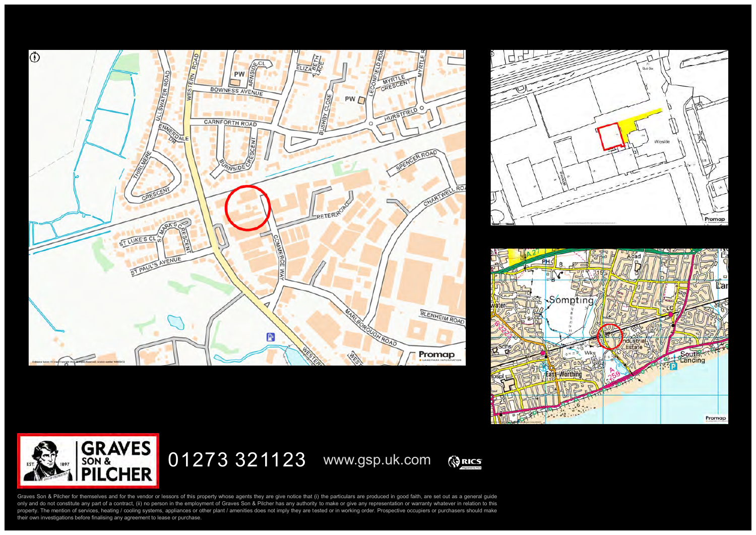01273 321123 www.gsp.uk.com

Graves Son & Pilcher for themselves and for the vendor or lessors of this property whose agents they are give notice that (i) the particulars are produced in good faith, are set out as a general guide only and do not constitute any part of a contract, (ii) no person in the employment of Graves Son & Pilcher has any authority to make or give any representation or warranty whatever in relation to this property. The mention of services, heating / cooling systems, appliances or other plant / amenities does not imply they are tested or in working order. Prospective occupiers or purchasers should make their own investigations before finalising any agreement to lease or purchase.